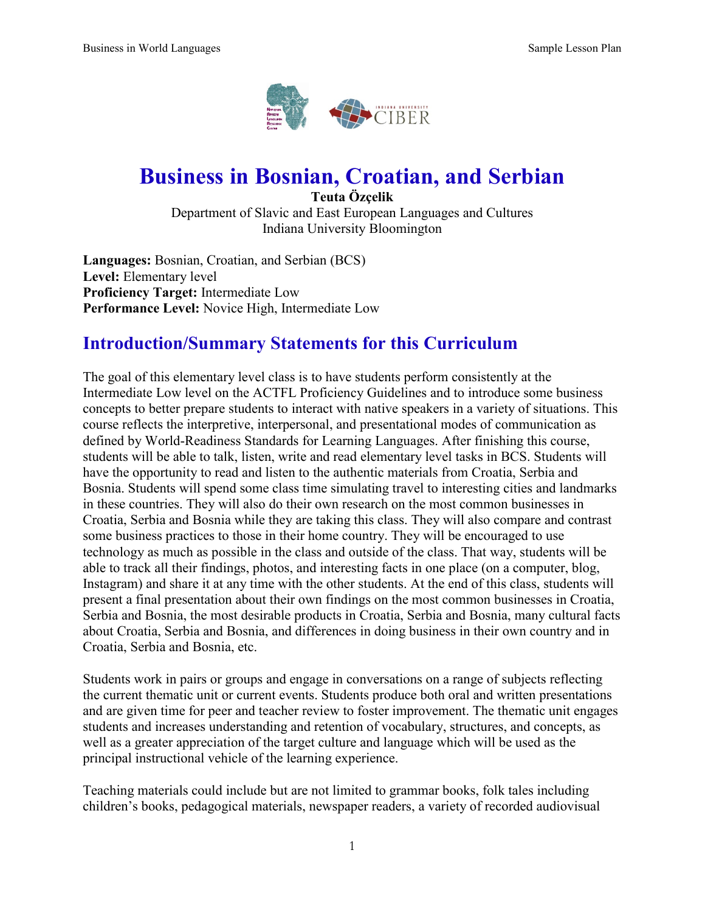# Business in Bosnian, Croatian, and Serbian

**Teuta Özçelik**
Department of Slavic and East European Languages and Cultures
Indiana University Bloomington

**Languages:** Bosnian, Croatian, and Serbian (BCS)
**Level:** Elementary level
**Proficiency Target:** Intermediate Low
**Performance Level:** Novice High, Intermediate Low

## Introduction/Summary Statements for this Curriculum

The goal of this elementary level class is to have students perform consistently at the Intermediate Low level on the ACTFL Proficiency Guidelines and to introduce some business concepts to better prepare students to interact with native speakers in a variety of situations. This course reflects the interpretive, interpersonal, and presentational modes of communication as defined by World-Readiness Standards for Learning Languages. After finishing this course, students will be able to talk, listen, write and read elementary level tasks in BCS. Students will have the opportunity to read and listen to the authentic materials from Croatia, Serbia and Bosnia. Students will spend some class time simulating travel to interesting cities and landmarks in these countries. They will also do their own research on the most common businesses in Croatia, Serbia and Bosnia while they are taking this class. They will also compare and contrast some business practices to those in their home country. They will be encouraged to use technology as much as possible in the class and outside of the class. That way, students will be able to track all their findings, photos, and interesting facts in one place (on a computer, blog, Instagram) and share it at any time with the other students. At the end of this class, students will present a final presentation about their own findings on the most common businesses in Croatia, Serbia and Bosnia, the most desirable products in Croatia, Serbia and Bosnia, many cultural facts about Croatia, Serbia and Bosnia, and differences in doing business in their own country and in Croatia, Serbia and Bosnia, etc.

Students work in pairs or groups and engage in conversations on a range of subjects reflecting the current thematic unit or current events. Students produce both oral and written presentations and are given time for peer and teacher review to foster improvement. The thematic unit engages students and increases understanding and retention of vocabulary, structures, and concepts, as well as a greater appreciation of the target culture and language which will be used as the principal instructional vehicle of the learning experience.

Teaching materials could include but are not limited to grammar books, folk tales including children's books, pedagogical materials, newspaper readers, a variety of recorded audiovisual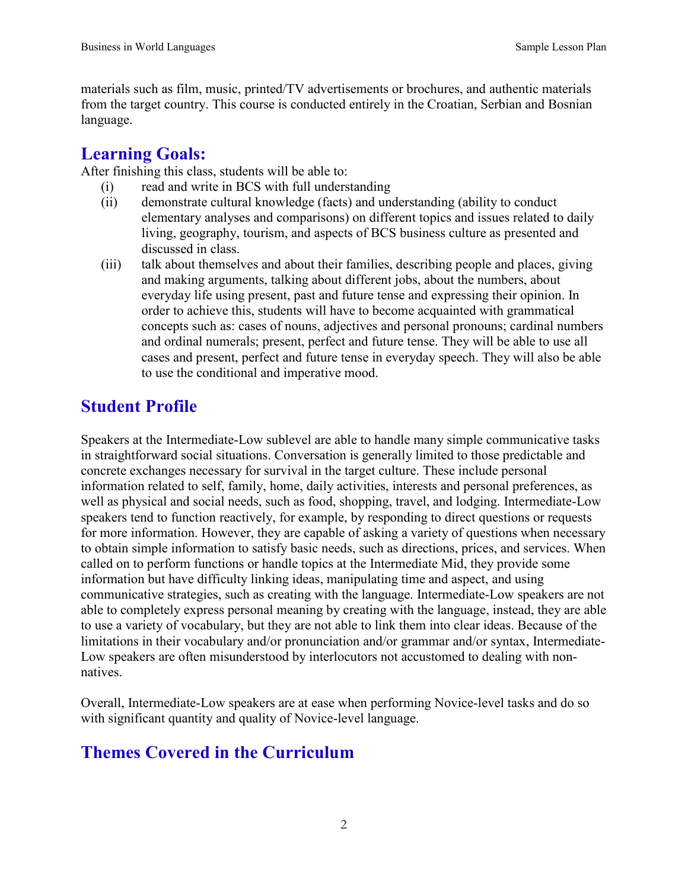materials such as film, music, printed/TV advertisements or brochures, and authentic materials from the target country. This course is conducted entirely in the Croatian, Serbian and Bosnian language.

## Learning Goals:

After finishing this class, students will be able to:

(i) read and write in BCS with full understanding

(ii) demonstrate cultural knowledge (facts) and understanding (ability to conduct elementary analyses and comparisons) on different topics and issues related to daily living, geography, tourism, and aspects of BCS business culture as presented and discussed in class.

(iii) talk about themselves and about their families, describing people and places, giving and making arguments, talking about different jobs, about the numbers, about everyday life using present, past and future tense and expressing their opinion. In order to achieve this, students will have to become acquainted with grammatical concepts such as: cases of nouns, adjectives and personal pronouns; cardinal numbers and ordinal numerals; present, perfect and future tense. They will be able to use all cases and present, perfect and future tense in everyday speech. They will also be able to use the conditional and imperative mood.

## Student Profile

Speakers at the Intermediate-Low sublevel are able to handle many simple communicative tasks in straightforward social situations. Conversation is generally limited to those predictable and concrete exchanges necessary for survival in the target culture. These include personal information related to self, family, home, daily activities, interests and personal preferences, as well as physical and social needs, such as food, shopping, travel, and lodging. Intermediate-Low speakers tend to function reactively, for example, by responding to direct questions or requests for more information. However, they are capable of asking a variety of questions when necessary to obtain simple information to satisfy basic needs, such as directions, prices, and services. When called on to perform functions or handle topics at the Intermediate Mid, they provide some information but have difficulty linking ideas, manipulating time and aspect, and using communicative strategies, such as creating with the language. Intermediate-Low speakers are not able to completely express personal meaning by creating with the language, instead, they are able to use a variety of vocabulary, but they are not able to link them into clear ideas. Because of the limitations in their vocabulary and/or pronunciation and/or grammar and/or syntax, Intermediate-Low speakers are often misunderstood by interlocutors not accustomed to dealing with non-natives.

Overall, Intermediate-Low speakers are at ease when performing Novice-level tasks and do so with significant quantity and quality of Novice-level language.

## Themes Covered in the Curriculum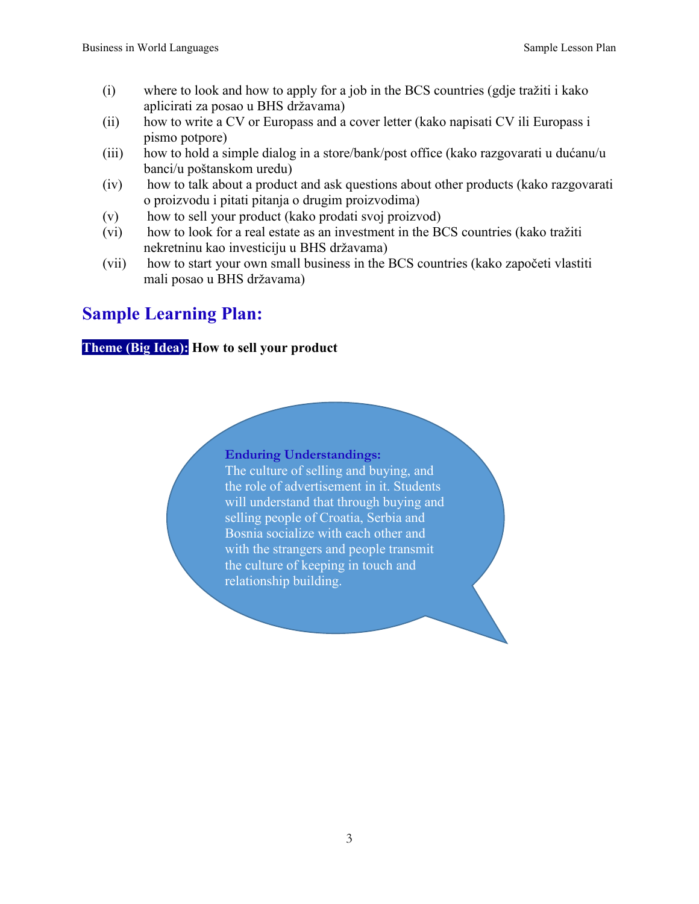(i) where to look and how to apply for a job in the BCS countries (gdje tražiti i kako aplicirati za posao u BHS državama)
(ii) how to write a CV or Europass and a cover letter (kako napisati CV ili Europass i pismo potpore)
(iii) how to hold a simple dialog in a store/bank/post office (kako razgovarati u dućanu/u banci/u poštanskom uredu)
(iv) how to talk about a product and ask questions about other products (kako razgovarati o proizvodu i pitati pitanja o drugim proizvodima)
(v) how to sell your product (kako prodati svoj proizvod)
(vi) how to look for a real estate as an investment in the BCS countries (kako tražiti nekretninu kao investiciju u BHS državama)
(vii) how to start your own small business in the BCS countries (kako započeti vlastiti mali posao u BHS državama)

## Sample Learning Plan:

**Theme (Big Idea): How to sell your product**

**Enduring Understandings:**
The culture of selling and buying, and the role of advertisement in it. Students will understand that through buying and selling people of Croatia, Serbia and Bosnia socialize with each other and with the strangers and people transmit the culture of keeping in touch and relationship building.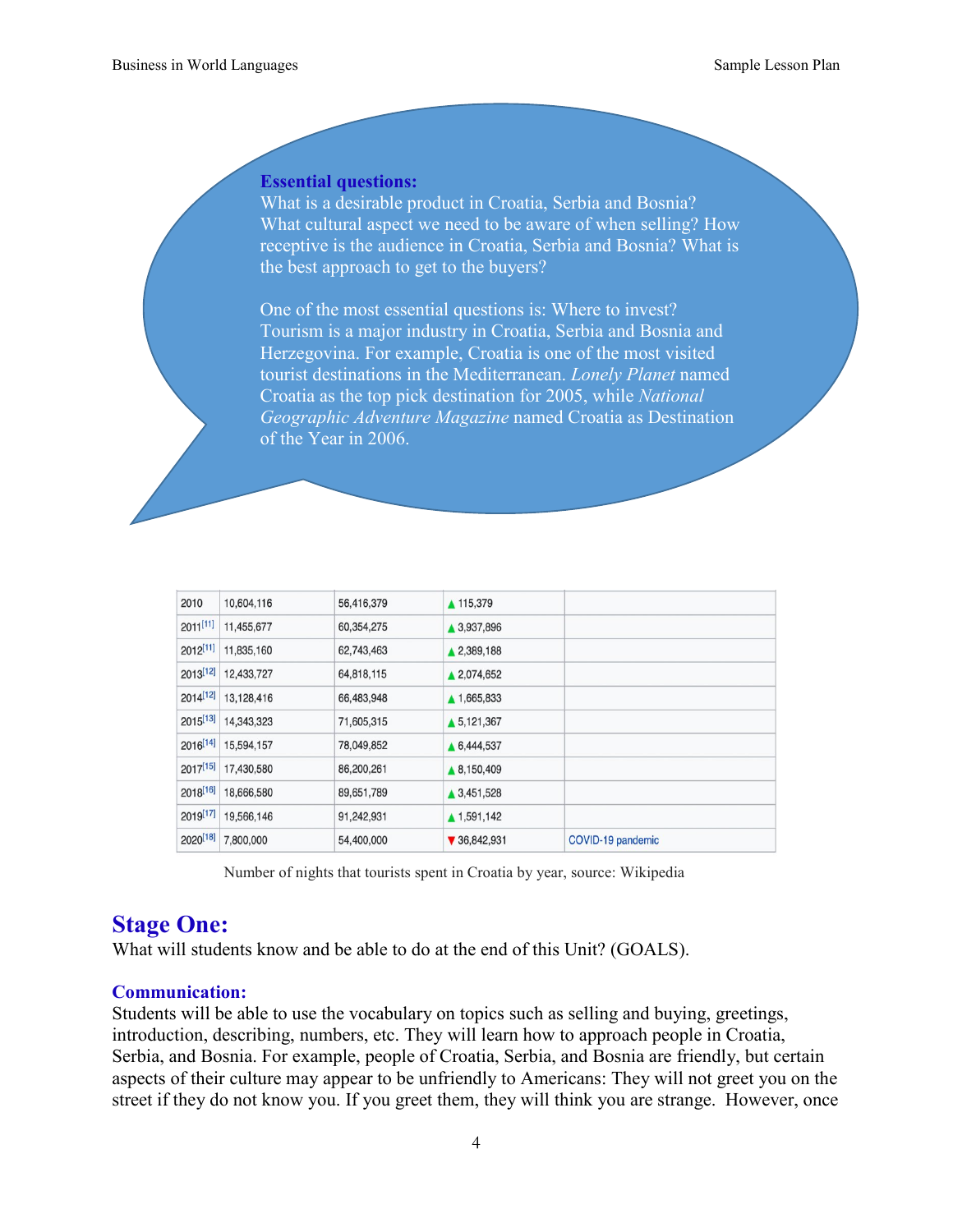**Essential questions:**
What is a desirable product in Croatia, Serbia and Bosnia? What cultural aspect we need to be aware of when selling? How receptive is the audience in Croatia, Serbia and Bosnia? What is the best approach to get to the buyers?

One of the most essential questions is: Where to invest? Tourism is a major industry in Croatia, Serbia and Bosnia and Herzegovina. For example, Croatia is one of the most visited tourist destinations in the Mediterranean. *Lonely Planet* named Croatia as the top pick destination for 2005, while *National Geographic Adventure Magazine* named Croatia as Destination of the Year in 2006.

| | | | | |
|---|---|---|---|---|
| 2010 | 10,604,116 | 56,416,379 | ▲ 115,379 | |
| 2011[11] | 11,455,677 | 60,354,275 | ▲ 3,937,896 | |
| 2012[11] | 11,835,160 | 62,743,463 | ▲ 2,389,188 | |
| 2013[12] | 12,433,727 | 64,818,115 | ▲ 2,074,652 | |
| 2014[12] | 13,128,416 | 66,483,948 | ▲ 1,665,833 | |
| 2015[13] | 14,343,323 | 71,605,315 | ▲ 5,121,367 | |
| 2016[14] | 15,594,157 | 78,049,852 | ▲ 6,444,537 | |
| 2017[15] | 17,430,580 | 86,200,261 | ▲ 8,150,409 | |
| 2018[16] | 18,666,580 | 89,651,789 | ▲ 3,451,528 | |
| 2019[17] | 19,566,146 | 91,242,931 | ▲ 1,591,142 | |
| 2020[18] | 7,800,000 | 54,400,000 | ▼ 36,842,931 | COVID-19 pandemic |

Number of nights that tourists spent in Croatia by year, source: Wikipedia

## Stage One:

What will students know and be able to do at the end of this Unit? (GOALS).

### Communication:

Students will be able to use the vocabulary on topics such as selling and buying, greetings, introduction, describing, numbers, etc. They will learn how to approach people in Croatia, Serbia, and Bosnia. For example, people of Croatia, Serbia, and Bosnia are friendly, but certain aspects of their culture may appear to be unfriendly to Americans: They will not greet you on the street if they do not know you. If you greet them, they will think you are strange. However, once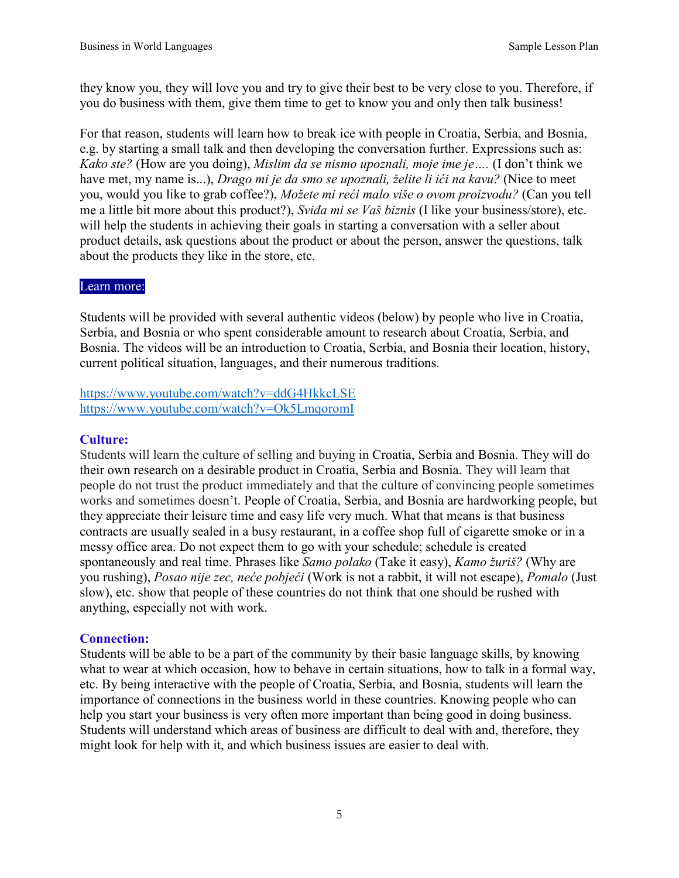they know you, they will love you and try to give their best to be very close to you. Therefore, if you do business with them, give them time to get to know you and only then talk business!

For that reason, students will learn how to break ice with people in Croatia, Serbia, and Bosnia, e.g. by starting a small talk and then developing the conversation further. Expressions such as: *Kako ste?* (How are you doing), *Mislim da se nismo upoznali, moje ime je….* (I don't think we have met, my name is...), *Drago mi je da smo se upoznali, želite li ići na kavu?* (Nice to meet you, would you like to grab coffee?), *Možete mi reći malo više o ovom proizvodu?* (Can you tell me a little bit more about this product?), *Sviđa mi se Vaš biznis* (I like your business/store), etc. will help the students in achieving their goals in starting a conversation with a seller about product details, ask questions about the product or about the person, answer the questions, talk about the products they like in the store, etc.

### Learn more:

Students will be provided with several authentic videos (below) by people who live in Croatia, Serbia, and Bosnia or who spent considerable amount to research about Croatia, Serbia, and Bosnia. The videos will be an introduction to Croatia, Serbia, and Bosnia their location, history, current political situation, languages, and their numerous traditions.

https://www.youtube.com/watch?v=ddG4HkkcLSE
https://www.youtube.com/watch?v=Ok5LmqoromI

### Culture:

Students will learn the culture of selling and buying in Croatia, Serbia and Bosnia. They will do their own research on a desirable product in Croatia, Serbia and Bosnia. They will learn that people do not trust the product immediately and that the culture of convincing people sometimes works and sometimes doesn't. People of Croatia, Serbia, and Bosnia are hardworking people, but they appreciate their leisure time and easy life very much. What that means is that business contracts are usually sealed in a busy restaurant, in a coffee shop full of cigarette smoke or in a messy office area. Do not expect them to go with your schedule; schedule is created spontaneously and real time. Phrases like *Samo polako* (Take it easy), *Kamo žuriš?* (Why are you rushing), *Posao nije zec, neće pobjeći* (Work is not a rabbit, it will not escape), *Pomalo* (Just slow), etc. show that people of these countries do not think that one should be rushed with anything, especially not with work.

### Connection:

Students will be able to be a part of the community by their basic language skills, by knowing what to wear at which occasion, how to behave in certain situations, how to talk in a formal way, etc. By being interactive with the people of Croatia, Serbia, and Bosnia, students will learn the importance of connections in the business world in these countries. Knowing people who can help you start your business is very often more important than being good in doing business. Students will understand which areas of business are difficult to deal with and, therefore, they might look for help with it, and which business issues are easier to deal with.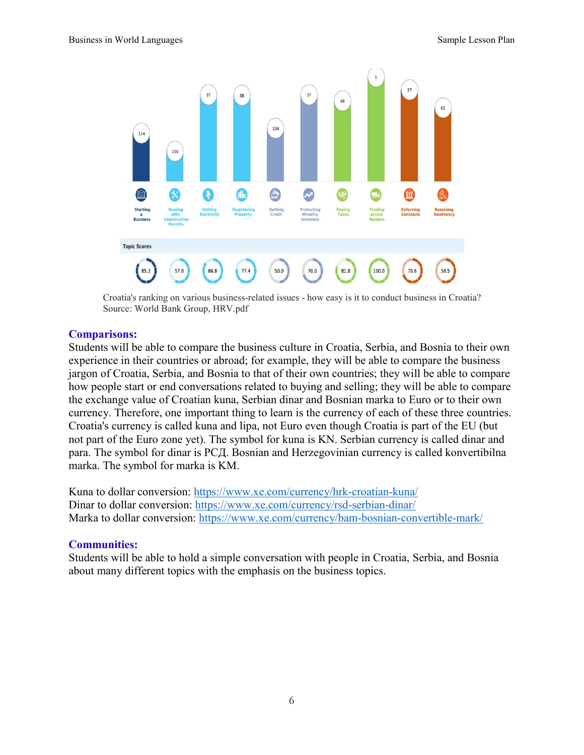| Topic | Rank | Topic Score |
|---|---|---|
| Starting a Business | 114 | 85.3 |
| Dealing with Construction Permits | 150 | 57.8 |
| Getting Electricity | 37 | 86.8 |
| Registering Property | 38 | 77.4 |
| Getting Credit | 104 | 50.0 |
| Protecting Minority Investors | 37 | 70.0 |
| Paying Taxes | 49 | 81.8 |
| Trading across Borders | 1 | 100.0 |
| Enforcing Contracts | 27 | 70.6 |
| Resolving Insolvency | 63 | 56.5 |

Croatia's ranking on various business-related issues - how easy is it to conduct business in Croatia? Source: World Bank Group, HRV.pdf

## Comparisons:

Students will be able to compare the business culture in Croatia, Serbia, and Bosnia to their own experience in their countries or abroad; for example, they will be able to compare the business jargon of Croatia, Serbia, and Bosnia to that of their own countries; they will be able to compare how people start or end conversations related to buying and selling; they will be able to compare the exchange value of Croatian kuna, Serbian dinar and Bosnian marka to Euro or to their own currency. Therefore, one important thing to learn is the currency of each of these three countries. Croatia's currency is called kuna and lipa, not Euro even though Croatia is part of the EU (but not part of the Euro zone yet). The symbol for kuna is KN. Serbian currency is called dinar and para. The symbol for dinar is РСД. Bosnian and Herzegovinian currency is called konvertibilna marka. The symbol for marka is KM.

Kuna to dollar conversion: https://www.xe.com/currency/hrk-croatian-kuna/
Dinar to dollar conversion: https://www.xe.com/currency/rsd-serbian-dinar/
Marka to dollar conversion: https://www.xe.com/currency/bam-bosnian-convertible-mark/

## Communities:

Students will be able to hold a simple conversation with people in Croatia, Serbia, and Bosnia about many different topics with the emphasis on the business topics.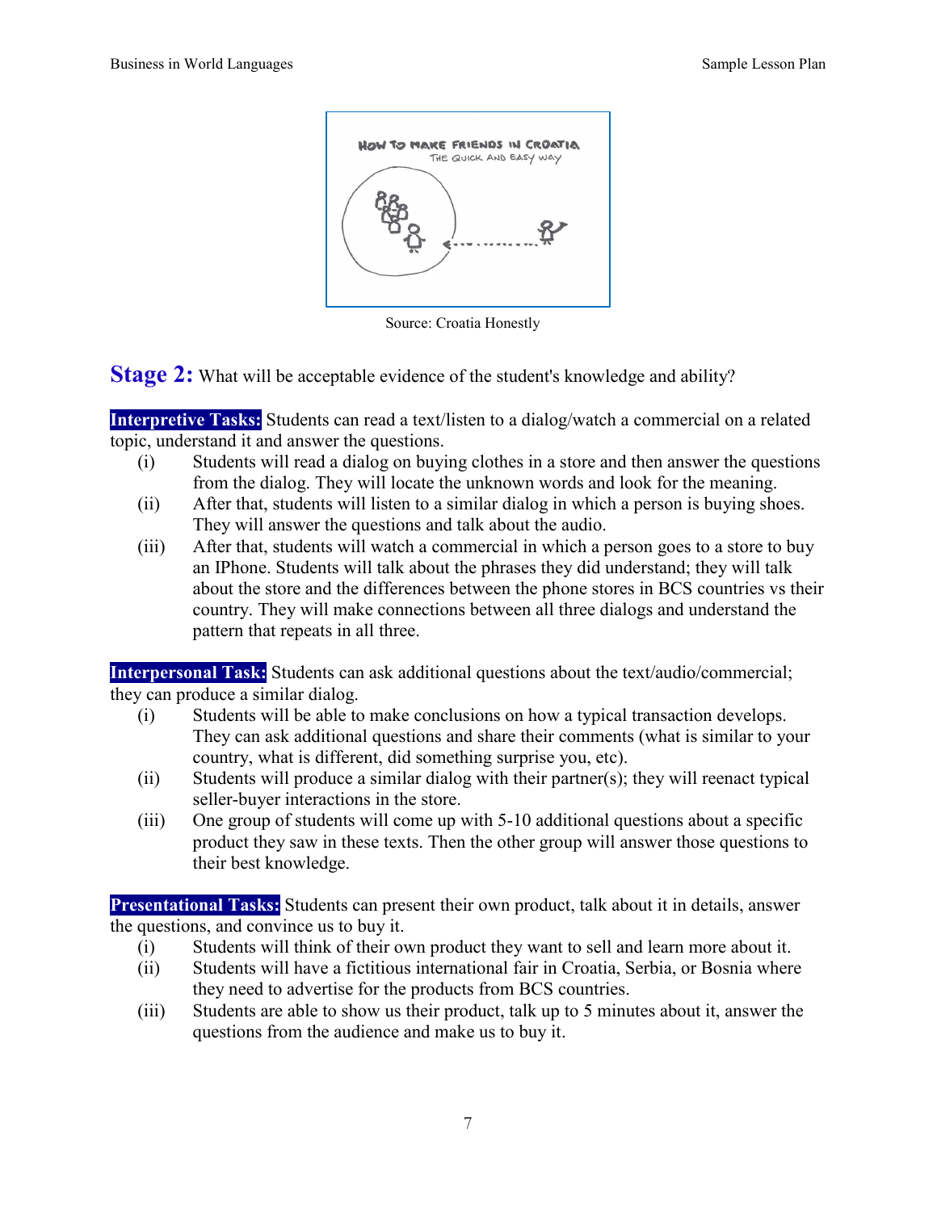Source: Croatia Honestly

## Stage 2: What will be acceptable evidence of the student's knowledge and ability?

**Interpretive Tasks:** Students can read a text/listen to a dialog/watch a commercial on a related topic, understand it and answer the questions.

- (i) Students will read a dialog on buying clothes in a store and then answer the questions from the dialog. They will locate the unknown words and look for the meaning.
- (ii) After that, students will listen to a similar dialog in which a person is buying shoes. They will answer the questions and talk about the audio.
- (iii) After that, students will watch a commercial in which a person goes to a store to buy an IPhone. Students will talk about the phrases they did understand; they will talk about the store and the differences between the phone stores in BCS countries vs their country. They will make connections between all three dialogs and understand the pattern that repeats in all three.

**Interpersonal Task:** Students can ask additional questions about the text/audio/commercial; they can produce a similar dialog.

- (i) Students will be able to make conclusions on how a typical transaction develops. They can ask additional questions and share their comments (what is similar to your country, what is different, did something surprise you, etc).
- (ii) Students will produce a similar dialog with their partner(s); they will reenact typical seller-buyer interactions in the store.
- (iii) One group of students will come up with 5-10 additional questions about a specific product they saw in these texts. Then the other group will answer those questions to their best knowledge.

**Presentational Tasks:** Students can present their own product, talk about it in details, answer the questions, and convince us to buy it.

- (i) Students will think of their own product they want to sell and learn more about it.
- (ii) Students will have a fictitious international fair in Croatia, Serbia, or Bosnia where they need to advertise for the products from BCS countries.
- (iii) Students are able to show us their product, talk up to 5 minutes about it, answer the questions from the audience and make us to buy it.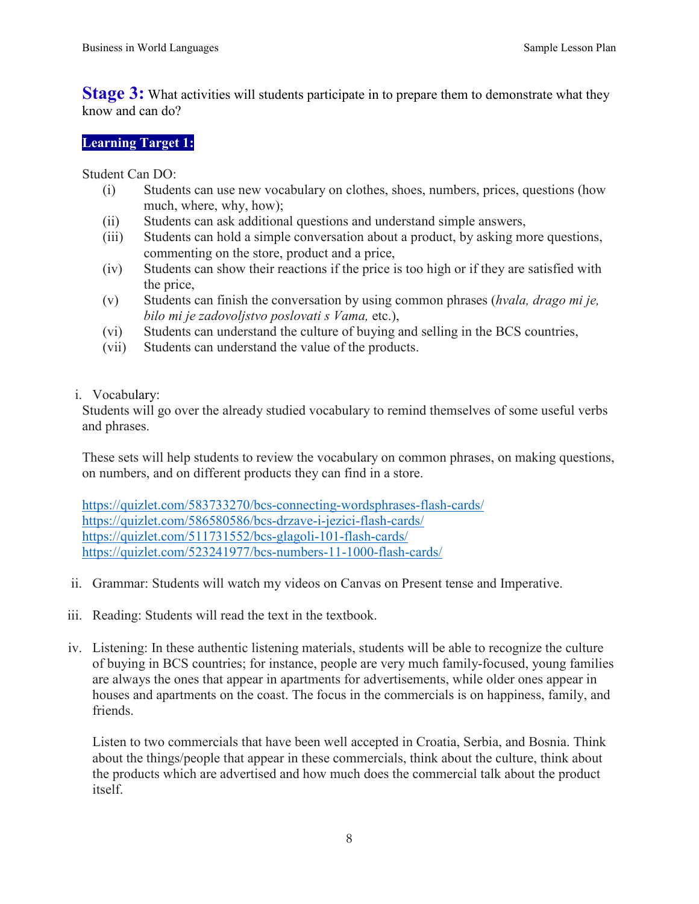**Stage 3:** What activities will students participate in to prepare them to demonstrate what they know and can do?

**Learning Target 1:**

Student Can DO:

(i) Students can use new vocabulary on clothes, shoes, numbers, prices, questions (how much, where, why, how);
(ii) Students can ask additional questions and understand simple answers,
(iii) Students can hold a simple conversation about a product, by asking more questions, commenting on the store, product and a price,
(iv) Students can show their reactions if the price is too high or if they are satisfied with the price,
(v) Students can finish the conversation by using common phrases (*hvala, drago mi je, bilo mi je zadovoljstvo poslovati s Vama,* etc.),
(vi) Students can understand the culture of buying and selling in the BCS countries,
(vii) Students can understand the value of the products.

i. Vocabulary:
Students will go over the already studied vocabulary to remind themselves of some useful verbs and phrases.

These sets will help students to review the vocabulary on common phrases, on making questions, on numbers, and on different products they can find in a store.

https://quizlet.com/583733270/bcs-connecting-wordsphrases-flash-cards/
https://quizlet.com/586580586/bcs-drzave-i-jezici-flash-cards/
https://quizlet.com/511731552/bcs-glagoli-101-flash-cards/
https://quizlet.com/523241977/bcs-numbers-11-1000-flash-cards/

ii. Grammar: Students will watch my videos on Canvas on Present tense and Imperative.

iii. Reading: Students will read the text in the textbook.

iv. Listening: In these authentic listening materials, students will be able to recognize the culture of buying in BCS countries; for instance, people are very much family-focused, young families are always the ones that appear in apartments for advertisements, while older ones appear in houses and apartments on the coast. The focus in the commercials is on happiness, family, and friends.

Listen to two commercials that have been well accepted in Croatia, Serbia, and Bosnia. Think about the things/people that appear in these commercials, think about the culture, think about the products which are advertised and how much does the commercial talk about the product itself.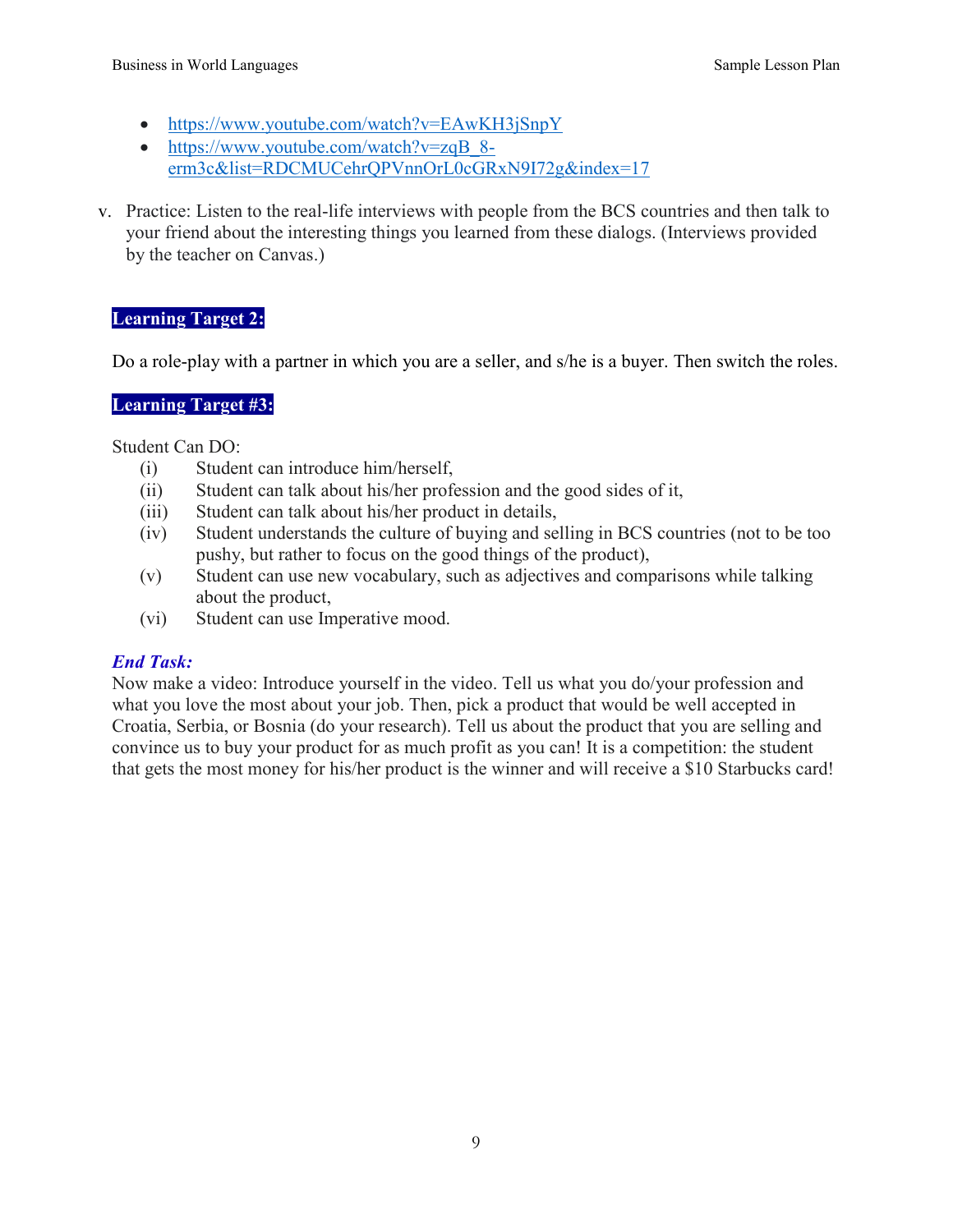- https://www.youtube.com/watch?v=EAwKH3jSnpY
- https://www.youtube.com/watch?v=zqB_8-erm3c&list=RDCMUCehrQPVnnOrL0cGRxN9I72g&index=17

v. Practice: Listen to the real-life interviews with people from the BCS countries and then talk to your friend about the interesting things you learned from these dialogs. (Interviews provided by the teacher on Canvas.)

**Learning Target 2:**

Do a role-play with a partner in which you are a seller, and s/he is a buyer. Then switch the roles.

**Learning Target #3:**

Student Can DO:

(i) Student can introduce him/herself,
(ii) Student can talk about his/her profession and the good sides of it,
(iii) Student can talk about his/her product in details,
(iv) Student understands the culture of buying and selling in BCS countries (not to be too pushy, but rather to focus on the good things of the product),
(v) Student can use new vocabulary, such as adjectives and comparisons while talking about the product,
(vi) Student can use Imperative mood.

***End Task:***

Now make a video: Introduce yourself in the video. Tell us what you do/your profession and what you love the most about your job. Then, pick a product that would be well accepted in Croatia, Serbia, or Bosnia (do your research). Tell us about the product that you are selling and convince us to buy your product for as much profit as you can! It is a competition: the student that gets the most money for his/her product is the winner and will receive a $10 Starbucks card!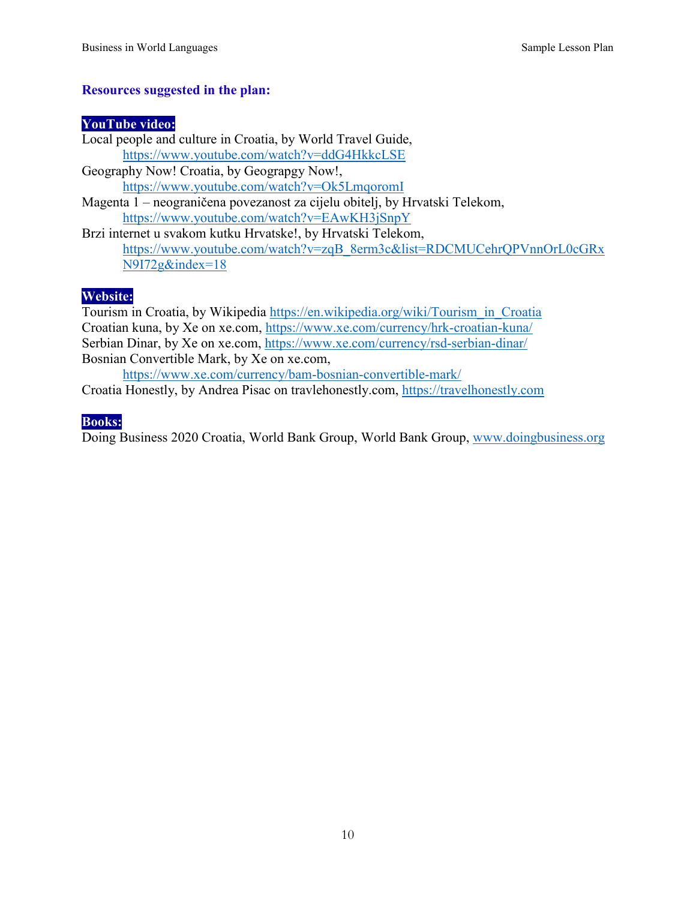## Resources suggested in the plan:

### YouTube video:

Local people and culture in Croatia, by World Travel Guide,
https://www.youtube.com/watch?v=ddG4HkkcLSE

Geography Now! Croatia, by Geograpgy Now!,
https://www.youtube.com/watch?v=Ok5LmqoromI

Magenta 1 – neograničena povezanost za cijelu obitelj, by Hrvatski Telekom,
https://www.youtube.com/watch?v=EAwKH3jSnpY

Brzi internet u svakom kutku Hrvatske!, by Hrvatski Telekom,
https://www.youtube.com/watch?v=zqB_8erm3c&list=RDCMUCehrQPVnnOrL0cGRxN9I72g&index=18

### Website:

Tourism in Croatia, by Wikipedia https://en.wikipedia.org/wiki/Tourism_in_Croatia
Croatian kuna, by Xe on xe.com, https://www.xe.com/currency/hrk-croatian-kuna/
Serbian Dinar, by Xe on xe.com, https://www.xe.com/currency/rsd-serbian-dinar/
Bosnian Convertible Mark, by Xe on xe.com,
https://www.xe.com/currency/bam-bosnian-convertible-mark/
Croatia Honestly, by Andrea Pisac on travlehonestly.com, https://travelhonestly.com

### Books:

Doing Business 2020 Croatia, World Bank Group, World Bank Group, www.doingbusiness.org